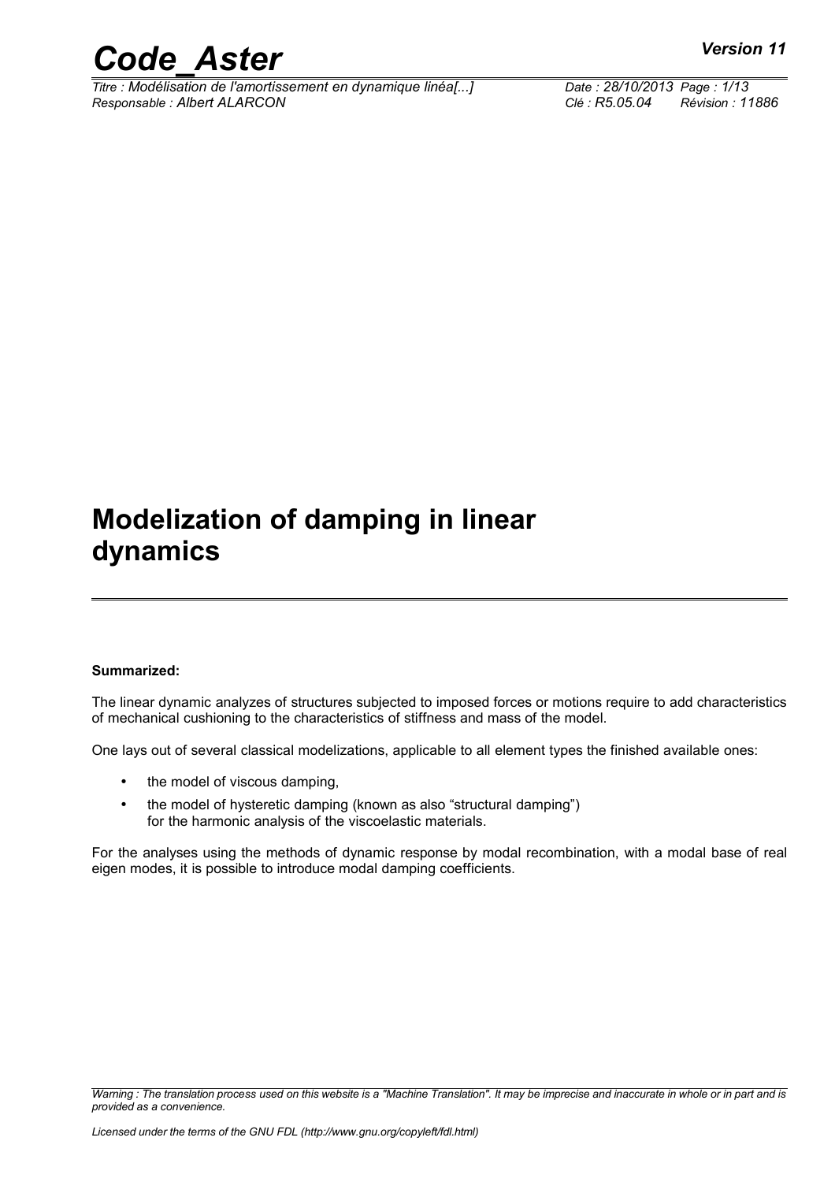# Modelization of damping in linear dynamics

**Summarized:**

The linear dynamic analyzes of structures subjected to imposed forces or motions require to add characteristics of mechanical cushioning to the characteristics of stiffness and mass of the model.

One lays out of several classical modelizations, applicable to all element types the finished available ones:

- the model of viscous damping,
- the model of hysteretic damping (known as also "structural damping") for the harmonic analysis of the viscoelastic materials.

For the analyses using the methods of dynamic response by modal recombination, with a modal base of real eigen modes, it is possible to introduce modal damping coefficients.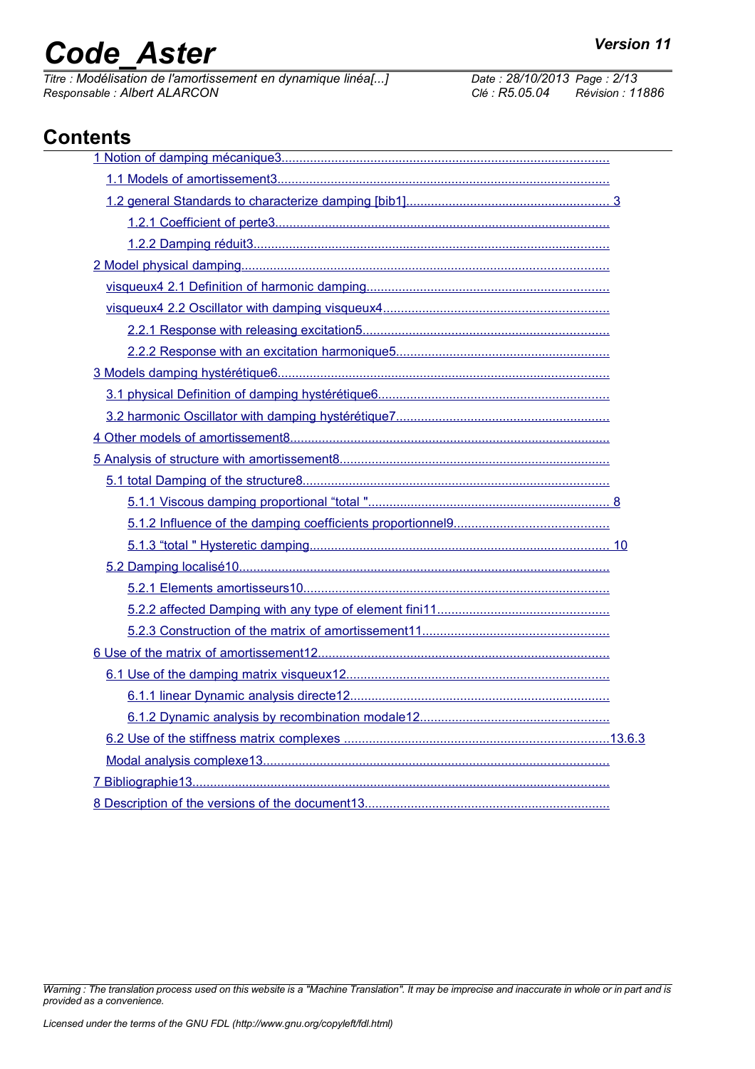## Contents

1 Notion of damping mécanique3

1.1 Models of amortissement3

1.2 general Standards to characterize damping [bib1] 3

1.2.1 Coefficient of perte3

1.2.2 Damping réduit3

2 Model physical damping

visqueux4 2.1 Definition of harmonic damping

visqueux4 2.2 Oscillator with damping visqueux4

2.2.1 Response with releasing excitation5

2.2.2 Response with an excitation harmonique5

3 Models damping hystérétique6

3.1 physical Definition of damping hystérétique6

3.2 harmonic Oscillator with damping hystérétique7

4 Other models of amortissement8

5 Analysis of structure with amortissement8

5.1 total Damping of the structure8

5.1.1 Viscous damping proportional “total " 8

5.1.2 Influence of the damping coefficients proportionnel9

5.1.3 “total " Hysteretic damping 10

5.2 Damping localisé10

5.2.1 Elements amortisseurs10

5.2.2 affected Damping with any type of element fini11

5.2.3 Construction of the matrix of amortissement11

6 Use of the matrix of amortissement12

6.1 Use of the damping matrix visqueux12

6.1.1 linear Dynamic analysis directe12

6.1.2 Dynamic analysis by recombination modale12

6.2 Use of the stiffness matrix complexes 13.6.3

Modal analysis complexe13

7 Bibliographie13

8 Description of the versions of the document13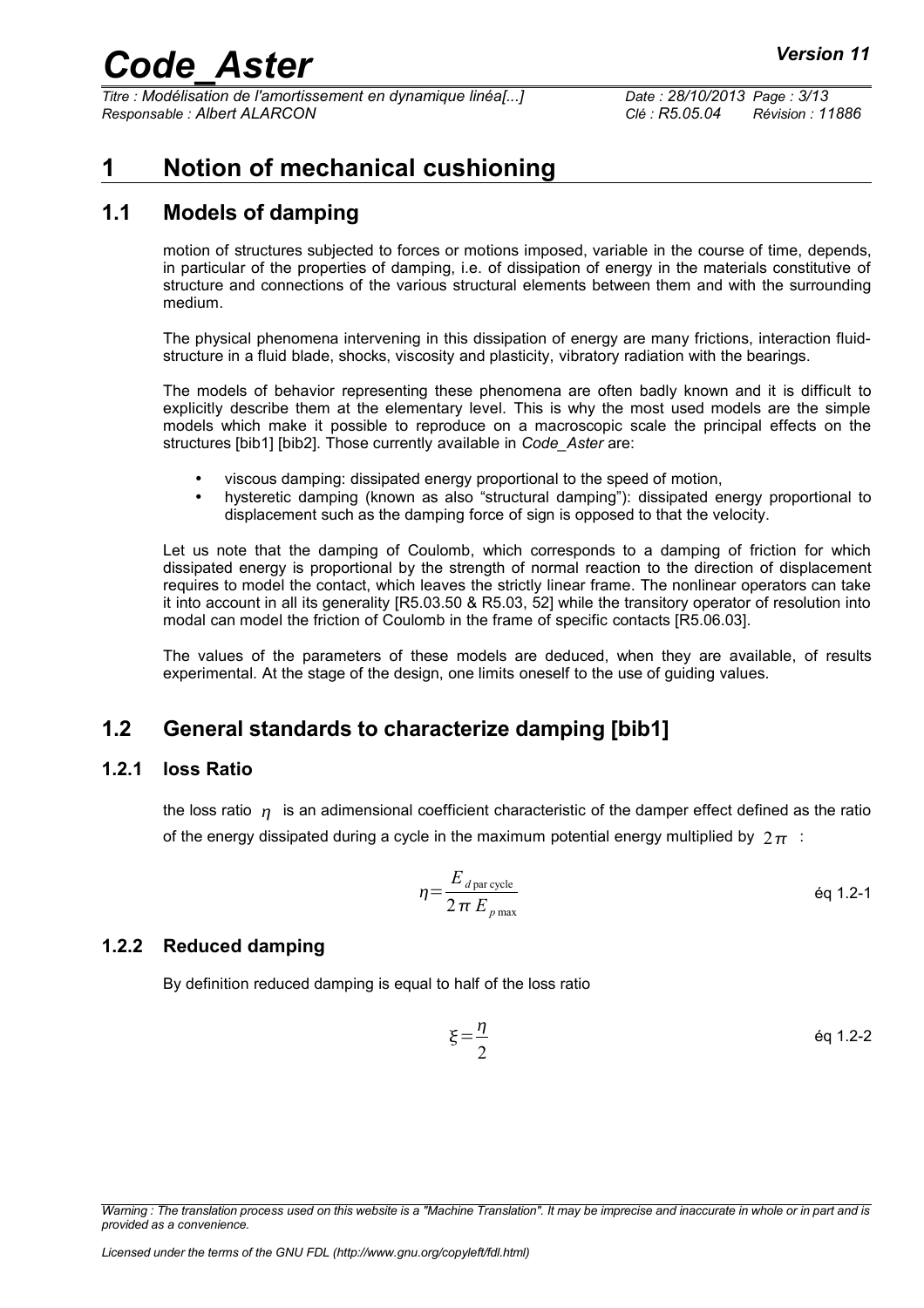# 1 Notion of mechanical cushioning

## 1.1 Models of damping

motion of structures subjected to forces or motions imposed, variable in the course of time, depends, in particular of the properties of damping, i.e. of dissipation of energy in the materials constitutive of structure and connections of the various structural elements between them and with the surrounding medium.

The physical phenomena intervening in this dissipation of energy are many frictions, interaction fluid-structure in a fluid blade, shocks, viscosity and plasticity, vibratory radiation with the bearings.

The models of behavior representing these phenomena are often badly known and it is difficult to explicitly describe them at the elementary level. This is why the most used models are the simple models which make it possible to reproduce on a macroscopic scale the principal effects on the structures [bib1] [bib2]. Those currently available in *Code_Aster* are:

- viscous damping: dissipated energy proportional to the speed of motion,
- hysteretic damping (known as also "structural damping"): dissipated energy proportional to displacement such as the damping force of sign is opposed to that the velocity.

Let us note that the damping of Coulomb, which corresponds to a damping of friction for which dissipated energy is proportional by the strength of normal reaction to the direction of displacement requires to model the contact, which leaves the strictly linear frame. The nonlinear operators can take it into account in all its generality [R5.03.50 & R5.03, 52] while the transitory operator of resolution into modal can model the friction of Coulomb in the frame of specific contacts [R5.06.03].

The values of the parameters of these models are deduced, when they are available, of results experimental. At the stage of the design, one limits oneself to the use of guiding values.

## 1.2 General standards to characterize damping [bib1]

### 1.2.1 loss Ratio

the loss ratio $\eta$ is an adimensional coefficient characteristic of the damper effect defined as the ratio of the energy dissipated during a cycle in the maximum potential energy multiplied by $2\pi$ :

$$\eta = \frac{E_{d\,\text{par cycle}}}{2\pi\, E_{p\,\max}} \qquad \text{éq 1.2-1}$$

### 1.2.2 Reduced damping

By definition reduced damping is equal to half of the loss ratio

$$\xi = \frac{\eta}{2} \qquad \text{éq 1.2-2}$$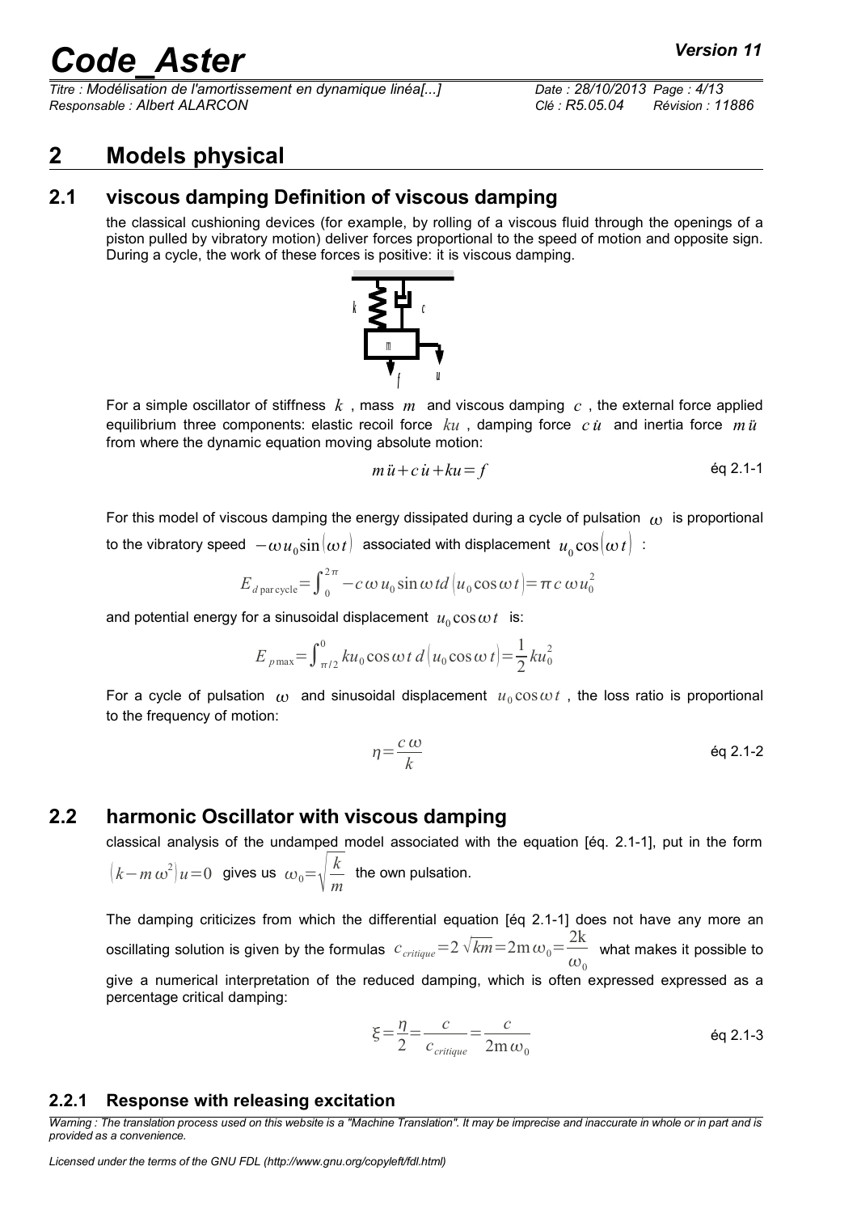# 2 Models physical

## 2.1 viscous damping Definition of viscous damping

the classical cushioning devices (for example, by rolling of a viscous fluid through the openings of a piston pulled by vibratory motion) deliver forces proportional to the speed of motion and opposite sign. During a cycle, the work of these forces is positive: it is viscous damping.

For a simple oscillator of stiffness $k$, mass $m$ and viscous damping $c$, the external force applied equilibrium three components: elastic recoil force $ku$, damping force $c\dot{u}$ and inertia force $m\ddot{u}$ from where the dynamic equation moving absolute motion:

$$m\ddot{u}+c\dot{u}+ku=f \qquad \text{éq 2.1-1}$$

For this model of viscous damping the energy dissipated during a cycle of pulsation $\omega$ is proportional to the vibratory speed $-\omega u_0 \sin(\omega t)$ associated with displacement $u_0 \cos(\omega t)$ :

$$E_{d\,\text{par cycle}}=\int_0^{2\pi} -c\,\omega\,u_0 \sin\omega t\,d\left(u_0 \cos\omega t\right)=\pi\,c\,\omega\,u_0^2$$

and potential energy for a sinusoidal displacement $u_0 \cos\omega t$ is:

$$E_{p\max}=\int_{\pi/2}^{0} k u_0 \cos\omega t\; d\left(u_0 \cos\omega t\right)=\frac{1}{2} k u_0^2$$

For a cycle of pulsation $\omega$ and sinusoidal displacement $u_0 \cos\omega t$, the loss ratio is proportional to the frequency of motion:

$$\eta=\frac{c\,\omega}{k} \qquad \text{éq 2.1-2}$$

## 2.2 harmonic Oscillator with viscous damping

classical analysis of the undamped model associated with the equation [éq. 2.1-1], put in the form $\left(k-m\,\omega^2\right)u=0$ gives us $\omega_0=\sqrt{\dfrac{k}{m}}$ the own pulsation.

The damping criticizes from which the differential equation [éq 2.1-1] does not have any more an oscillating solution is given by the formulas $c_{critique}=2\sqrt{km}=2\mathrm{m}\,\omega_0=\dfrac{2\mathrm{k}}{\omega_0}$ what makes it possible to give a numerical interpretation of the reduced damping, which is often expressed expressed as a percentage critical damping:

$$\xi=\frac{\eta}{2}=\frac{c}{c_{critique}}=\frac{c}{2\mathrm{m}\,\omega_0} \qquad \text{éq 2.1-3}$$

### 2.2.1 Response with releasing excitation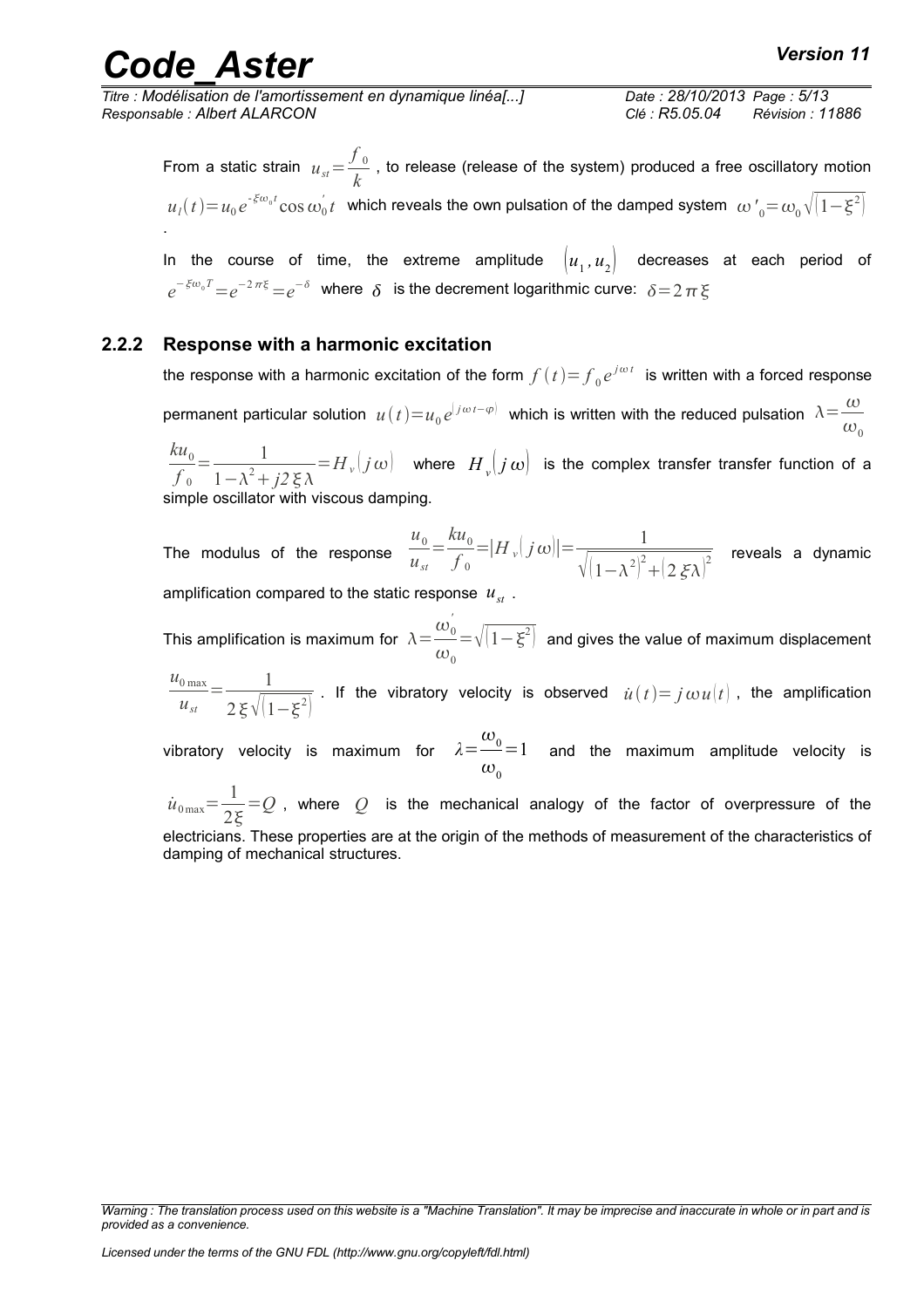From a static strain $u_{st}=\frac{f_0}{k}$ , to release (release of the system) produced a free oscillatory motion $u_l(t)=u_0 e^{-\xi\omega_0 t}\cos\omega_0^{'} t$ which reveals the own pulsation of the damped system $\omega'_0=\omega_0\sqrt{(1-\xi^2)}$ .

In the course of time, the extreme amplitude $(u_1, u_2)$ decreases at each period of $e^{-\xi\omega_0 T}=e^{-2\pi\xi}=e^{-\delta}$ where $\delta$ is the decrement logarithmic curve: $\delta=2\pi\xi$

#### 2.2.2 Response with a harmonic excitation

the response with a harmonic excitation of the form $f(t)=f_0 e^{j\omega t}$ is written with a forced response permanent particular solution $u(t)=u_0 e^{(j\omega t-\varphi)}$ which is written with the reduced pulsation $\lambda=\frac{\omega}{\omega_0}$

$\frac{ku_0}{f_0}=\frac{1}{1-\lambda^2+j2\xi\lambda}=H_v(j\omega)$ where $H_v(j\omega)$ is the complex transfer transfer function of a simple oscillator with viscous damping.

The modulus of the response $\frac{u_0}{u_{st}}=\frac{ku_0}{f_0}=|H_v(j\omega)|=\frac{1}{\sqrt{(1-\lambda^2)^2+(2\xi\lambda)^2}}$ reveals a dynamic amplification compared to the static response $u_{st}$ .

This amplification is maximum for $\lambda=\frac{\omega_0^{'}}{\omega_0}=\sqrt{(1-\xi^2)}$ and gives the value of maximum displacement $\frac{u_{0\max}}{u_{st}}=\frac{1}{2\xi\sqrt{(1-\xi^2)}}$ . If the vibratory velocity is observed $\dot{u}(t)=j\omega u(t)$ , the amplification vibratory velocity is maximum for $\lambda=\frac{\omega_0}{\omega_0}=1$ and the maximum amplitude velocity is $\dot{u}_{0\max}=\frac{1}{2\xi}=Q$ , where $Q$ is the mechanical analogy of the factor of overpressure of the electricians. These properties are at the origin of the methods of measurement of the characteristics of damping of mechanical structures.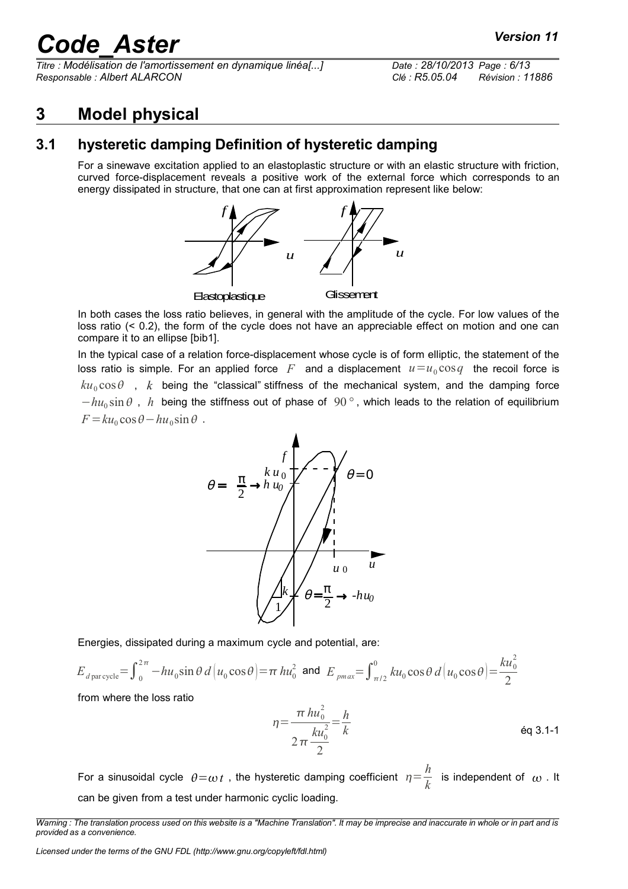# 3 Model physical

## 3.1 hysteretic damping Definition of hysteretic damping

For a sinewave excitation applied to an elastoplastic structure or with an elastic structure with friction, curved force-displacement reveals a positive work of the external force which corresponds to an energy dissipated in structure, that one can at first approximation represent like below:

Elastoplastique Glissement

In both cases the loss ratio believes, in general with the amplitude of the cycle. For low values of the loss ratio (< 0.2), the form of the cycle does not have an appreciable effect on motion and one can compare it to an ellipse [bib1].

In the typical case of a relation force-displacement whose cycle is of form elliptic, the statement of the loss ratio is simple. For an applied force $F$ and a displacement $u=u_0 \cos q$ the recoil force is $ku_0 \cos\theta$ , $k$ being the "classical" stiffness of the mechanical system, and the damping force $-hu_0 \sin\theta$ , $h$ being the stiffness out of phase of $90°$, which leads to the relation of equilibrium $F=ku_0 \cos\theta - hu_0 \sin\theta$ .

Energies, dissipated during a maximum cycle and potential, are:

$$E_{d\,\text{par cycle}} = \int_0^{2\pi} -hu_0 \sin\theta \, d\left(u_0 \cos\theta\right) = \pi\, hu_0^2 \quad \text{and} \quad E_{pmax} = \int_{\pi/2}^{0} ku_0 \cos\theta \, d\left(u_0 \cos\theta\right) = \frac{ku_0^2}{2}$$

from where the loss ratio

$$\eta = \frac{\pi\, hu_0^2}{2\pi \dfrac{ku_0^2}{2}} = \frac{h}{k} \qquad \text{éq 3.1-1}$$

For a sinusoidal cycle $\theta=\omega t$ , the hysteretic damping coefficient $\eta=\frac{h}{k}$ is independent of $\omega$ . It can be given from a test under harmonic cyclic loading.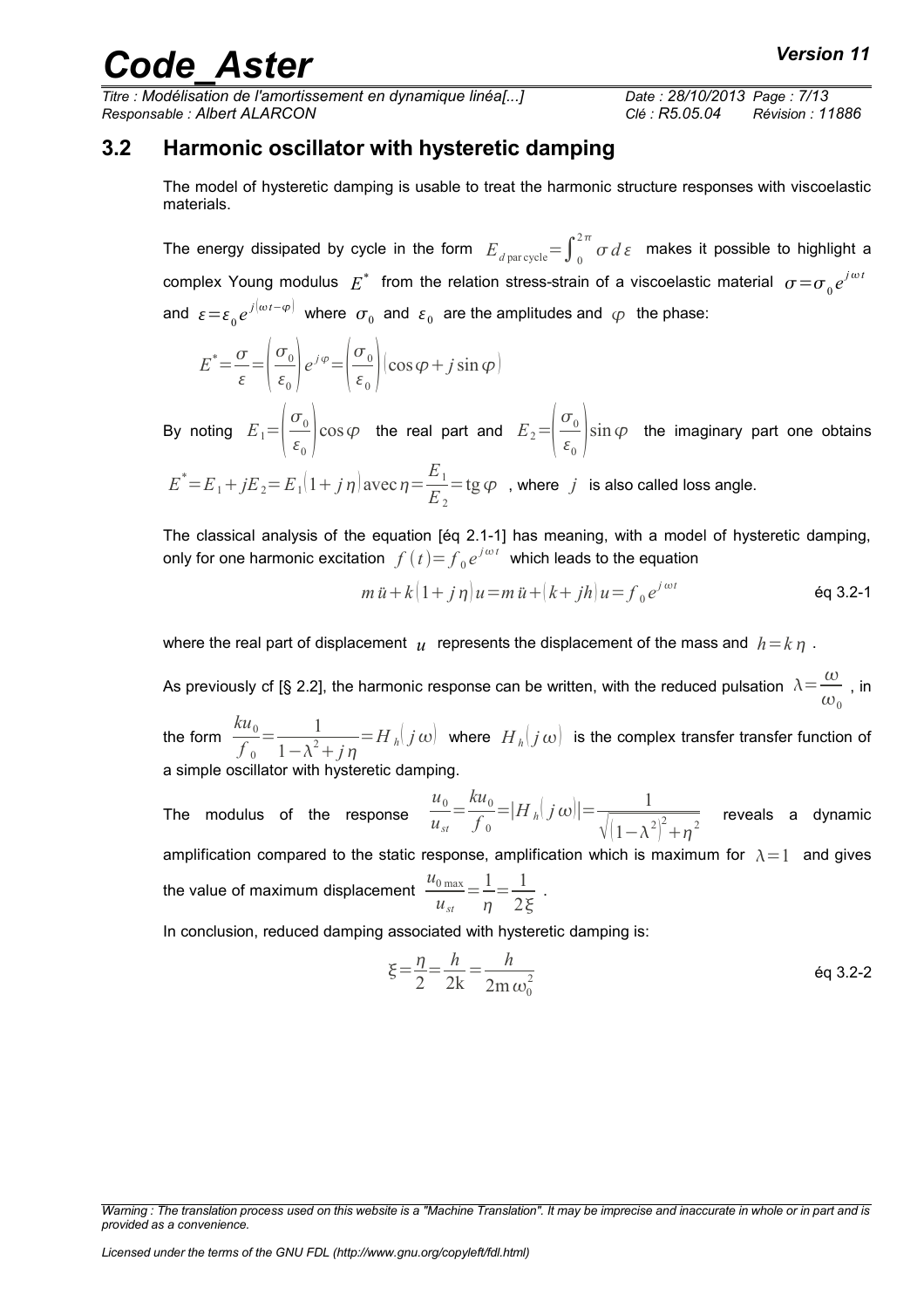## 3.2 Harmonic oscillator with hysteretic damping

The model of hysteretic damping is usable to treat the harmonic structure responses with viscoelastic materials.

The energy dissipated by cycle in the form $E_{d\,\text{par cycle}} = \int_0^{2\pi} \sigma \, d\varepsilon$ makes it possible to highlight a complex Young modulus $E^*$ from the relation stress-strain of a viscoelastic material $\sigma = \sigma_0 e^{j\omega t}$ and $\varepsilon = \varepsilon_0 e^{j(\omega t - \varphi)}$ where $\sigma_0$ and $\varepsilon_0$ are the amplitudes and $\varphi$ the phase:

$$E^* = \frac{\sigma}{\varepsilon} = \left(\frac{\sigma_0}{\varepsilon_0}\right) e^{j\varphi} = \left(\frac{\sigma_0}{\varepsilon_0}\right)(\cos\varphi + j\sin\varphi)$$

By noting $E_1 = \left(\frac{\sigma_0}{\varepsilon_0}\right)\cos\varphi$ the real part and $E_2 = \left(\frac{\sigma_0}{\varepsilon_0}\right)\sin\varphi$ the imaginary part one obtains $E^* = E_1 + jE_2 = E_1(1 + j\eta)$ avec $\eta = \frac{E_1}{E_2} = \text{tg}\,\varphi$ , where $j$ is also called loss angle.

The classical analysis of the equation [éq 2.1-1] has meaning, with a model of hysteretic damping, only for one harmonic excitation $f(t) = f_0 e^{j\omega t}$ which leads to the equation

$$m\ddot{u} + k(1 + j\eta)u = m\ddot{u} + (k + jh)u = f_0 e^{j\omega t} \qquad \text{éq 3.2-1}$$

where the real part of displacement $u$ represents the displacement of the mass and $h = k\eta$ .

As previously cf [§ 2.2], the harmonic response can be written, with the reduced pulsation $\lambda = \frac{\omega}{\omega_0}$ , in the form $\frac{ku_0}{f_0} = \frac{1}{1 - \lambda^2 + j\eta} = H_h(j\omega)$ where $H_h(j\omega)$ is the complex transfer transfer function of a simple oscillator with hysteretic damping.

The modulus of the response $\frac{u_0}{u_{st}} = \frac{ku_0}{f_0} = |H_h(j\omega)| = \frac{1}{\sqrt{(1-\lambda^2)^2 + \eta^2}}$ reveals a dynamic amplification compared to the static response, amplification which is maximum for $\lambda = 1$ and gives the value of maximum displacement $\frac{u_{0\,\max}}{u_{st}} = \frac{1}{\eta} = \frac{1}{2\xi}$ .

In conclusion, reduced damping associated with hysteretic damping is:

$$\xi = \frac{\eta}{2} = \frac{h}{2k} = \frac{h}{2m\omega_0^2} \qquad \text{éq 3.2-2}$$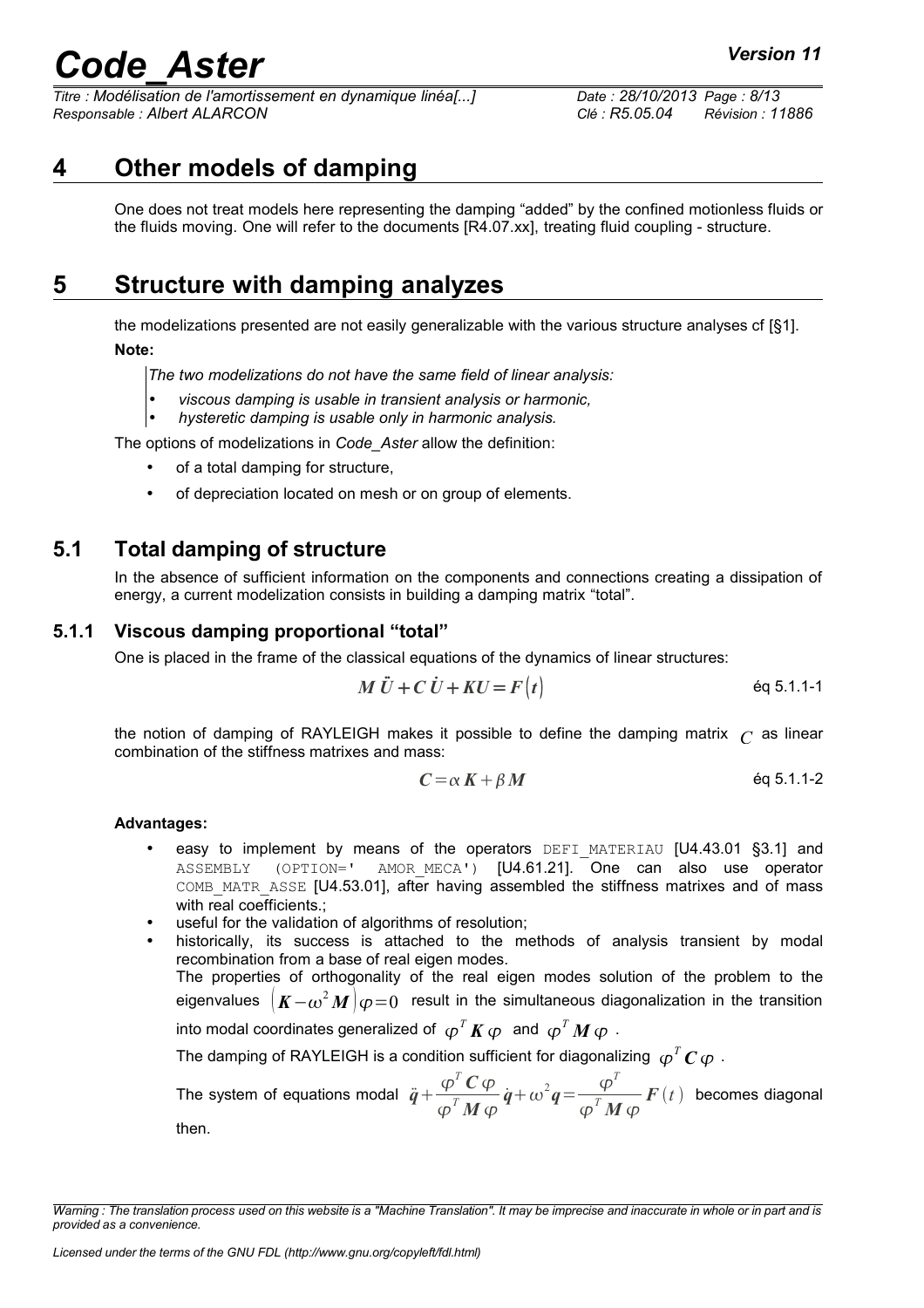# 4 Other models of damping

One does not treat models here representing the damping "added" by the confined motionless fluids or the fluids moving. One will refer to the documents [R4.07.xx], treating fluid coupling - structure.

# 5 Structure with damping analyzes

the modelizations presented are not easily generalizable with the various structure analyses cf [§1].

**Note:**

> *The two modelizations do not have the same field of linear analysis:*
>
> - *viscous damping is usable in transient analysis or harmonic,*
> - *hysteretic damping is usable only in harmonic analysis.*

The options of modelizations in *Code_Aster* allow the definition:

- of a total damping for structure,
- of depreciation located on mesh or on group of elements.

## 5.1 Total damping of structure

In the absence of sufficient information on the components and connections creating a dissipation of energy, a current modelization consists in building a damping matrix "total".

### 5.1.1 Viscous damping proportional "total"

One is placed in the frame of the classical equations of the dynamics of linear structures:

$$M\ddot{U}+C\dot{U}+KU=F(t) \qquad \text{éq 5.1.1-1}$$

the notion of damping of RAYLEIGH makes it possible to define the damping matrix $C$ as linear combination of the stiffness matrixes and mass:

$$C=\alpha K+\beta M \qquad \text{éq 5.1.1-2}$$

**Advantages:**

- easy to implement by means of the operators `DEFI_MATERIAU` [U4.43.01 §3.1] and `ASSEMBLY (OPTION=' AMOR_MECA')` [U4.61.21]. One can also use operator `COMB_MATR_ASSE` [U4.53.01], after having assembled the stiffness matrixes and of mass with real coefficients.;
- useful for the validation of algorithms of resolution;
- historically, its success is attached to the methods of analysis transient by modal recombination from a base of real eigen modes.
  The properties of orthogonality of the real eigen modes solution of the problem to the eigenvalues $(K-\omega^2 M)\varphi=0$ result in the simultaneous diagonalization in the transition into modal coordinates generalized of $\varphi^T K\varphi$ and $\varphi^T M\varphi$.
  The damping of RAYLEIGH is a condition sufficient for diagonalizing $\varphi^T C\varphi$.
  The system of equations modal $\ddot{q}+\frac{\varphi^T C\varphi}{\varphi^T M\varphi}\dot{q}+\omega^2 q=\frac{\varphi^T}{\varphi^T M\varphi}F(t)$ becomes diagonal then.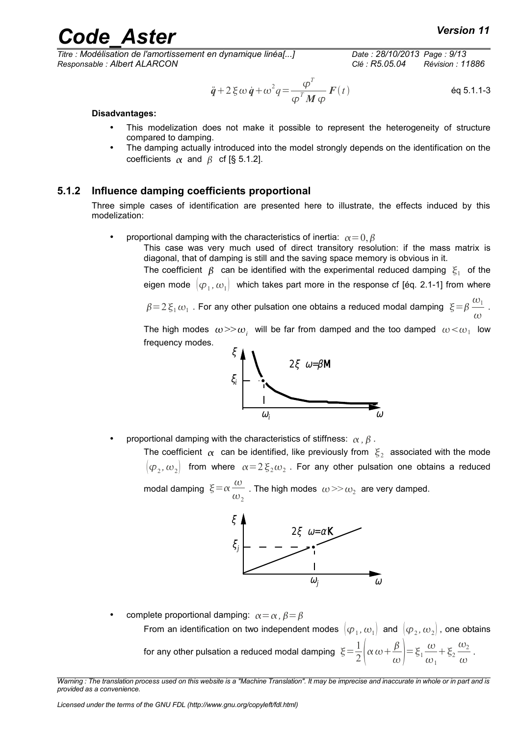$$\ddot{q}+2\xi\omega\dot{q}+\omega^2 q=\frac{\varphi^T}{\varphi^T \boldsymbol{M}\varphi}\boldsymbol{F}(t) \qquad \text{éq 5.1.1-3}$$

**Disadvantages:**

- This modelization does not make it possible to represent the heterogeneity of structure compared to damping.
- The damping actually introduced into the model strongly depends on the identification on the coefficients $\alpha$ and $\beta$ cf [§ 5.1.2].

### 5.1.2 Influence damping coefficients proportional

Three simple cases of identification are presented here to illustrate, the effects induced by this modelization:

- proportional damping with the characteristics of inertia: $\alpha=0,\beta$

  This case was very much used of direct transitory resolution: if the mass matrix is diagonal, that of damping is still and the saving space memory is obvious in it.

  The coefficient $\beta$ can be identified with the experimental reduced damping $\xi_1$ of the eigen mode $(\varphi_1,\omega_1)$ which takes part more in the response cf [éq. 2.1-1] from where $\beta=2\xi_1\omega_1$. For any other pulsation one obtains a reduced modal damping $\xi=\beta\frac{\omega_1}{\omega}$.

  The high modes $\omega>>\omega_i$ will be far from damped and the too damped $\omega<\omega_1$ low frequency modes.

  [Figure: $\xi$ versus $\omega$, curve $2\xi\ \omega=\beta\mathbf{M}$, point $(\omega_i, \xi_i)$]

- proportional damping with the characteristics of stiffness: $\alpha,\beta$.

  The coefficient $\alpha$ can be identified, like previously from $\xi_2$ associated with the mode $(\varphi_2,\omega_2)$ from where $\alpha=2\xi_2\omega_2$. For any other pulsation one obtains a reduced modal damping $\xi=\alpha\frac{\omega}{\omega_2}$. The high modes $\omega>>\omega_2$ are very damped.

  [Figure: $\xi$ versus $\omega$, line $2\xi\ \omega=\alpha\mathbf{K}$, point $(\omega_j, \xi_j)$]

- complete proportional damping: $\alpha=\alpha,\beta=\beta$

  From an identification on two independent modes $(\varphi_1,\omega_1)$ and $(\varphi_2,\omega_2)$, one obtains for any other pulsation a reduced modal damping $\xi=\frac{1}{2}\left(\alpha\omega+\frac{\beta}{\omega}\right)=\xi_1\frac{\omega}{\omega_1}+\xi_2\frac{\omega_2}{\omega}$.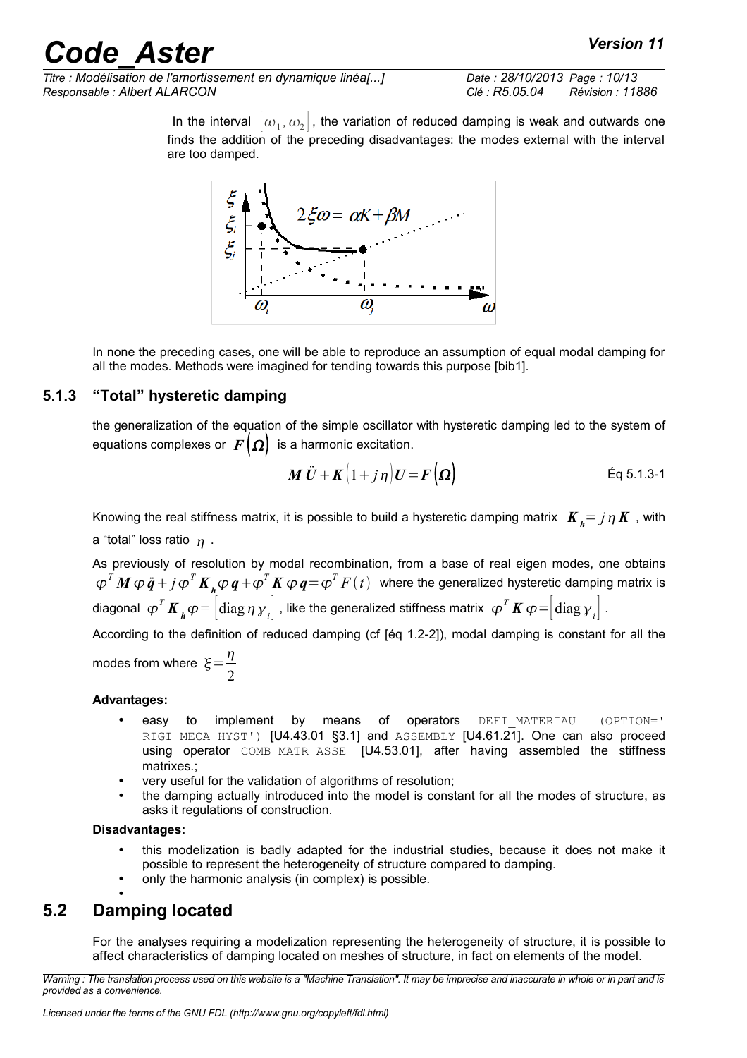In the interval $[\omega_1, \omega_2]$, the variation of reduced damping is weak and outwards one finds the addition of the preceding disadvantages: the modes external with the interval are too damped.

In none the preceding cases, one will be able to reproduce an assumption of equal modal damping for all the modes. Methods were imagined for tending towards this purpose [bib1].

### 5.1.3 "Total" hysteretic damping

the generalization of the equation of the simple oscillator with hysteretic damping led to the system of equations complexes or $F(\Omega)$ is a harmonic excitation.

$$M\ddot{U} + K(1 + j\eta)U = F(\Omega) \qquad \text{Éq 5.1.3-1}$$

Knowing the real stiffness matrix, it is possible to build a hysteretic damping matrix $K_h = j\eta K$, with a "total" loss ratio $\eta$.

As previously of resolution by modal recombination, from a base of real eigen modes, one obtains $\varphi^T M \varphi \ddot{q} + j\varphi^T K_h \varphi q + \varphi^T K \varphi q = \varphi^T F(t)$ where the generalized hysteretic damping matrix is diagonal $\varphi^T K_h \varphi = [\mathrm{diag}\,\eta\,\gamma_i]$, like the generalized stiffness matrix $\varphi^T K \varphi = [\mathrm{diag}\,\gamma_i]$.

According to the definition of reduced damping (cf [éq 1.2-2]), modal damping is constant for all the modes from where $\xi = \dfrac{\eta}{2}$

**Advantages:**

- easy to implement by means of operators DEFI_MATERIAU (OPTION=' RIGI_MECA_HYST') [U4.43.01 §3.1] and ASSEMBLY [U4.61.21]. One can also proceed using operator COMB_MATR_ASSE [U4.53.01], after having assembled the stiffness matrixes.;
- very useful for the validation of algorithms of resolution;
- the damping actually introduced into the model is constant for all the modes of structure, as asks it regulations of construction.

**Disadvantages:**

- this modelization is badly adapted for the industrial studies, because it does not make it possible to represent the heterogeneity of structure compared to damping.
- only the harmonic analysis (in complex) is possible.

## 5.2 Damping located

For the analyses requiring a modelization representing the heterogeneity of structure, it is possible to affect characteristics of damping located on meshes of structure, in fact on elements of the model.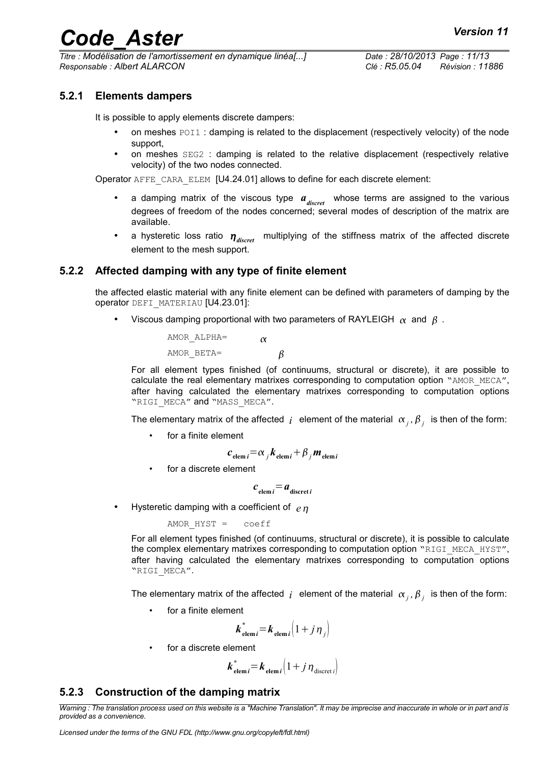### 5.2.1 Elements dampers

It is possible to apply elements discrete dampers:

- on meshes POI1 : damping is related to the displacement (respectively velocity) of the node support,
- on meshes SEG2 : damping is related to the relative displacement (respectively relative velocity) of the two nodes connected.

Operator AFFE_CARA_ELEM [U4.24.01] allows to define for each discrete element:

- a damping matrix of the viscous type $\boldsymbol{a}_{discret}$ whose terms are assigned to the various degrees of freedom of the nodes concerned; several modes of description of the matrix are available.
- a hysteretic loss ratio $\boldsymbol{\eta}_{discret}$ multiplying of the stiffness matrix of the affected discrete element to the mesh support.

### 5.2.2 Affected damping with any type of finite element

the affected elastic material with any finite element can be defined with parameters of damping by the operator DEFI_MATERIAU [U4.23.01]:

- Viscous damping proportional with two parameters of RAYLEIGH $\alpha$ and $\beta$ .

  AMOR_ALPHA= $\alpha$

  AMOR_BETA= $\beta$

  For all element types finished (of continuums, structural or discrete), it are possible to calculate the real elementary matrixes corresponding to computation option "AMOR_MECA", after having calculated the elementary matrixes corresponding to computation options "RIGI_MECA" and "MASS_MECA".

  The elementary matrix of the affected $i$ element of the material $\alpha_j, \beta_j$ is then of the form:

  - for a finite element

  $$\boldsymbol{c}_{\text{elem}\,i}=\alpha_j \boldsymbol{k}_{\text{elem}\,i}+\beta_j \boldsymbol{m}_{\text{elem}\,i}$$

  - for a discrete element

  $$\boldsymbol{c}_{\text{elem}\,i}=\boldsymbol{a}_{\text{discret}\,i}$$

- Hysteretic damping with a coefficient of $e\,\eta$

  AMOR_HYST = coeff

  For all element types finished (of continuums, structural or discrete), it is possible to calculate the complex elementary matrixes corresponding to computation option "RIGI_MECA_HYST", after having calculated the elementary matrixes corresponding to computation options "RIGI_MECA".

  The elementary matrix of the affected $i$ element of the material $\alpha_j, \beta_j$ is then of the form:

  - for a finite element

  $$\boldsymbol{k}^*_{\text{elem}\,i}=\boldsymbol{k}_{\text{elem}\,i}\left(1+j\,\eta_j\right)$$

  - for a discrete element

  $$\boldsymbol{k}^*_{\text{elem}\,i}=\boldsymbol{k}_{\text{elem}\,i}\left(1+j\,\eta_{\text{discret}\,i}\right)$$

### 5.2.3 Construction of the damping matrix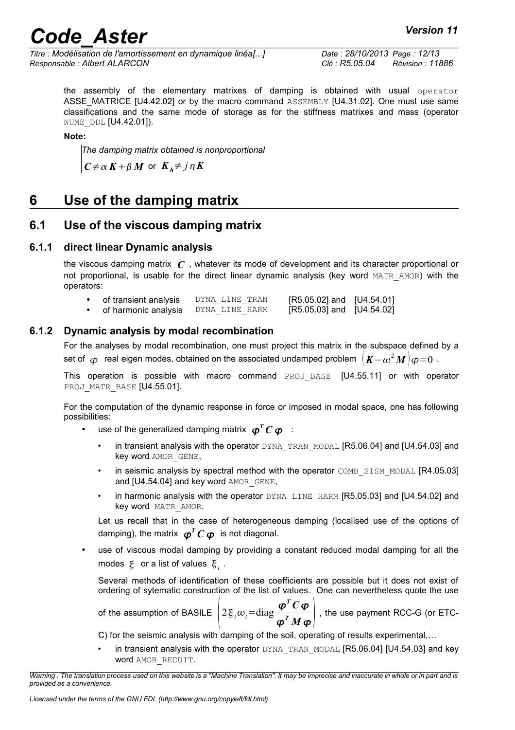the assembly of the elementary matrixes of damping is obtained with usual operator ASSE_MATRICE [U4.42.02] or by the macro command ASSEMBLY [U4.31.02]. One must use same classifications and the same mode of storage as for the stiffness matrixes and mass (operator NUME_DDL [U4.42.01]).

**Note:**

*The damping matrix obtained is nonproportional*

$\boldsymbol{C} \neq \alpha \boldsymbol{K} + \beta \boldsymbol{M}$ or $\boldsymbol{K}_h \neq j \eta \boldsymbol{K}$

# 6 Use of the damping matrix

## 6.1 Use of the viscous damping matrix

### 6.1.1 direct linear Dynamic analysis

the viscous damping matrix $\boldsymbol{C}$ , whatever its mode of development and its character proportional or not proportional, is usable for the direct linear dynamic analysis (key word MATR_AMOR) with the operators:

- of transient analysis DYNA_LINE_TRAN [R5.05.02] and [U4.54.01]
- of harmonic analysis DYNA_LINE_HARM [R5.05.03] and [U4.54.02]

### 6.1.2 Dynamic analysis by modal recombination

For the analyses by modal recombination, one must project this matrix in the subspace defined by a set of $\varphi$ real eigen modes, obtained on the associated undamped problem $\left(\boldsymbol{K} - \omega^2 \boldsymbol{M}\right)\varphi = 0$ .

This operation is possible with macro command PROJ_BASE [U4.55.11] or with operator PROJ_MATR_BASE [U4.55.01].

For the computation of the dynamic response in force or imposed in modal space, one has following possibilities:

- use of the generalized damping matrix $\boldsymbol{\varphi}^T \boldsymbol{C} \boldsymbol{\varphi}$ :
  - in transient analysis with the operator DYNA_TRAN_MODAL [R5.06.04] and [U4.54.03] and key word AMOR_GENE,
  - in seismic analysis by spectral method with the operator COMB_SISM_MODAL [R4.05.03] and [U4.54.04] and key word AMOR_GENE,
  - in harmonic analysis with the operator DYNA_LINE_HARM [R5.05.03] and [U4.54.02] and key word MATR_AMOR.

  Let us recall that in the case of heterogeneous damping (localised use of the options of damping), the matrix $\boldsymbol{\varphi}^T \boldsymbol{C} \boldsymbol{\varphi}$ is not diagonal.

- use of viscous modal damping by providing a constant reduced modal damping for all the modes $\xi$ or a list of values $\xi_i$ .

  Several methods of identification of these coefficients are possible but it does not exist of ordering of sytematic construction of the list of values. One can nevertheless quote the use of the assumption of BASILE $\left(2\xi_i \omega_i = \mathrm{diag}\dfrac{\boldsymbol{\varphi}^T \boldsymbol{C} \boldsymbol{\varphi}}{\boldsymbol{\varphi}^T \boldsymbol{M} \boldsymbol{\varphi}}\right)$ , the use payment RCC-G (or ETC-C) for the seismic analysis with damping of the soil, operating of results experimental,…

  - in transient analysis with the operator DYNA_TRAN_MODAL [R5.06.04] [U4.54.03] and key word AMOR_REDUIT.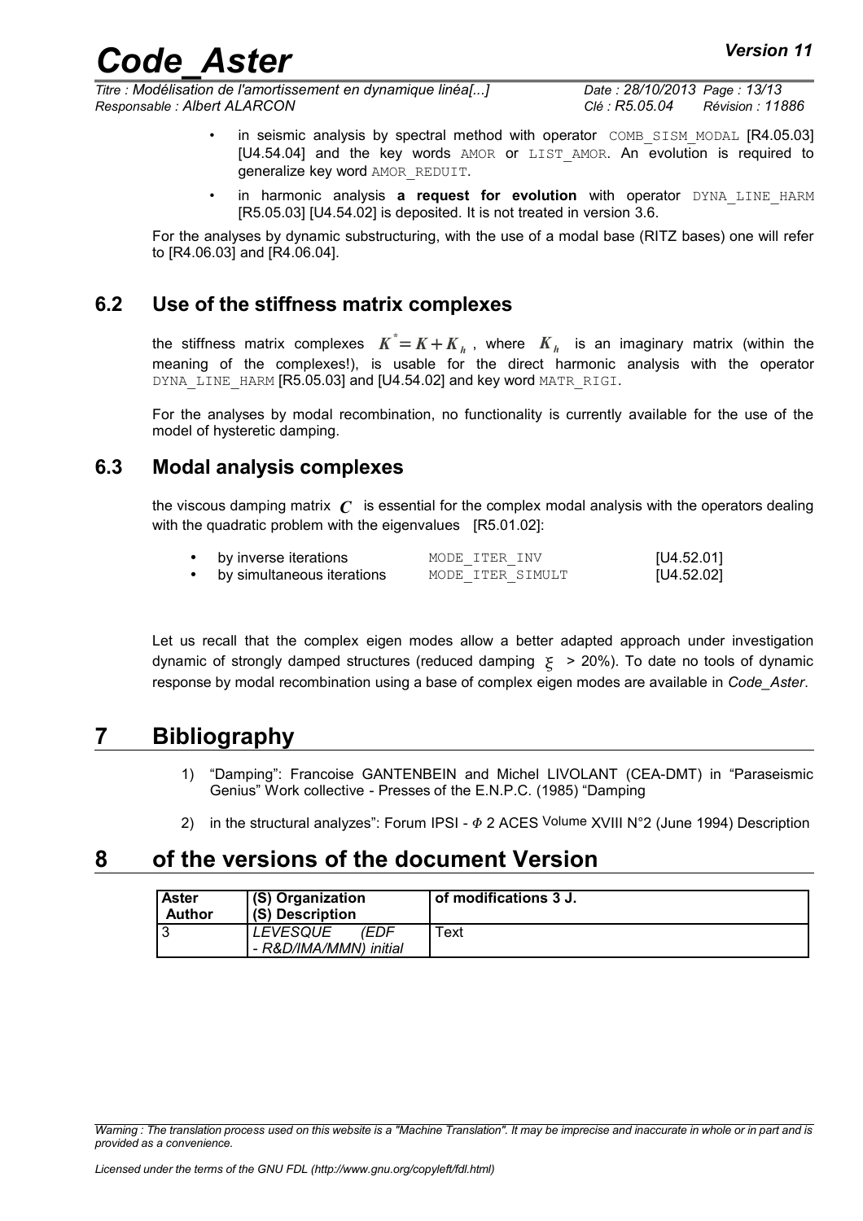- in seismic analysis by spectral method with operator COMB_SISM_MODAL [R4.05.03] [U4.54.04] and the key words AMOR or LIST_AMOR. An evolution is required to generalize key word AMOR_REDUIT.
- in harmonic analysis **a request for evolution** with operator DYNA_LINE_HARM [R5.05.03] [U4.54.02] is deposited. It is not treated in version 3.6.

For the analyses by dynamic substructuring, with the use of a modal base (RITZ bases) one will refer to [R4.06.03] and [R4.06.04].

## 6.2 Use of the stiffness matrix complexes

the stiffness matrix complexes $K^{*}=K+K_h$, where $K_h$ is an imaginary matrix (within the meaning of the complexes!), is usable for the direct harmonic analysis with the operator DYNA_LINE_HARM [R5.05.03] and [U4.54.02] and key word MATR_RIGI.

For the analyses by modal recombination, no functionality is currently available for the use of the model of hysteretic damping.

## 6.3 Modal analysis complexes

the viscous damping matrix $C$ is essential for the complex modal analysis with the operators dealing with the quadratic problem with the eigenvalues [R5.01.02]:

- by inverse iterations MODE_ITER_INV [U4.52.01]
- by simultaneous iterations MODE_ITER_SIMULT [U4.52.02]

Let us recall that the complex eigen modes allow a better adapted approach under investigation dynamic of strongly damped structures (reduced damping $\xi$ > 20%). To date no tools of dynamic response by modal recombination using a base of complex eigen modes are available in *Code_Aster*.

# 7 Bibliography

1) "Damping": Francoise GANTENBEIN and Michel LIVOLANT (CEA-DMT) in "Paraseismic Genius" Work collective - Presses of the E.N.P.C. (1985) "Damping
2) in the structural analyzes": Forum IPSI - $\Phi$ 2 ACES Volume XVIII N°2 (June 1994) Description

# 8 of the versions of the document Version

| Aster Author | (S) Organization (S) Description | of modifications 3 J. |
| --- | --- | --- |
| 3 | *LEVESQUE (EDF - R&D/IMA/MMN) initial* | Text |